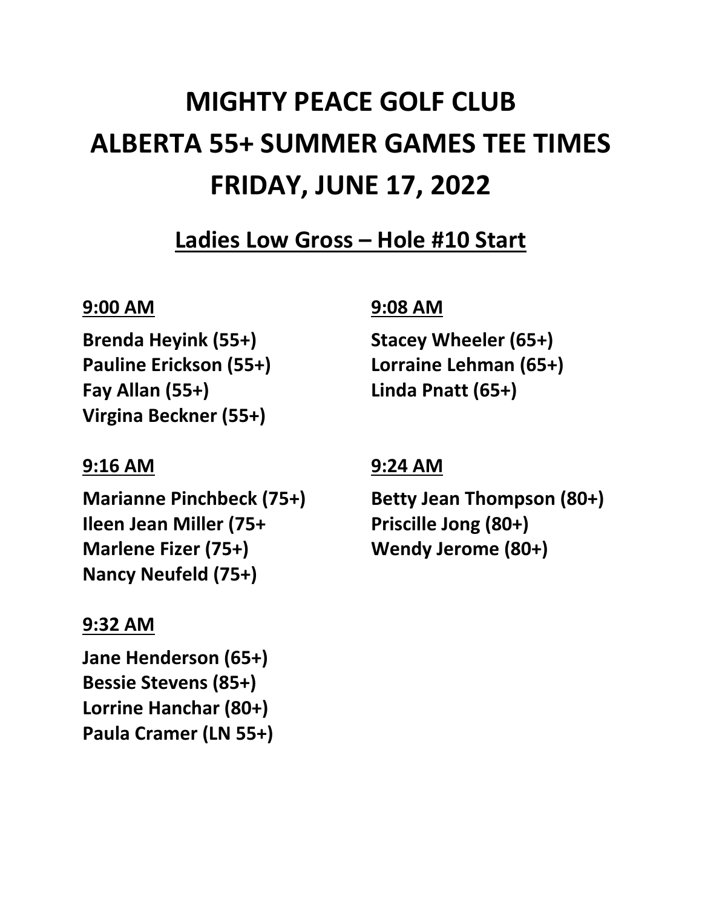# MIGHTY PEACE GOLF CLUB
# ALBERTA 55+ SUMMER GAMES TEE TIMES
# FRIDAY, JUNE 17, 2022

## Ladies Low Gross – Hole #10 Start

### 9:00 AM

**Brenda Heyink (55+)**
**Pauline Erickson (55+)**
**Fay Allan (55+)**
**Virgina Beckner (55+)**

### 9:08 AM

**Stacey Wheeler (65+)**
**Lorraine Lehman (65+)**
**Linda Pnatt (65+)**

### 9:16 AM

**Marianne Pinchbeck (75+)**
**Ileen Jean Miller (75+**
**Marlene Fizer (75+)**
**Nancy Neufeld (75+)**

### 9:24 AM

**Betty Jean Thompson (80+)**
**Priscille Jong (80+)**
**Wendy Jerome (80+)**

### 9:32 AM

**Jane Henderson (65+)**
**Bessie Stevens (85+)**
**Lorrine Hanchar (80+)**
**Paula Cramer (LN 55+)**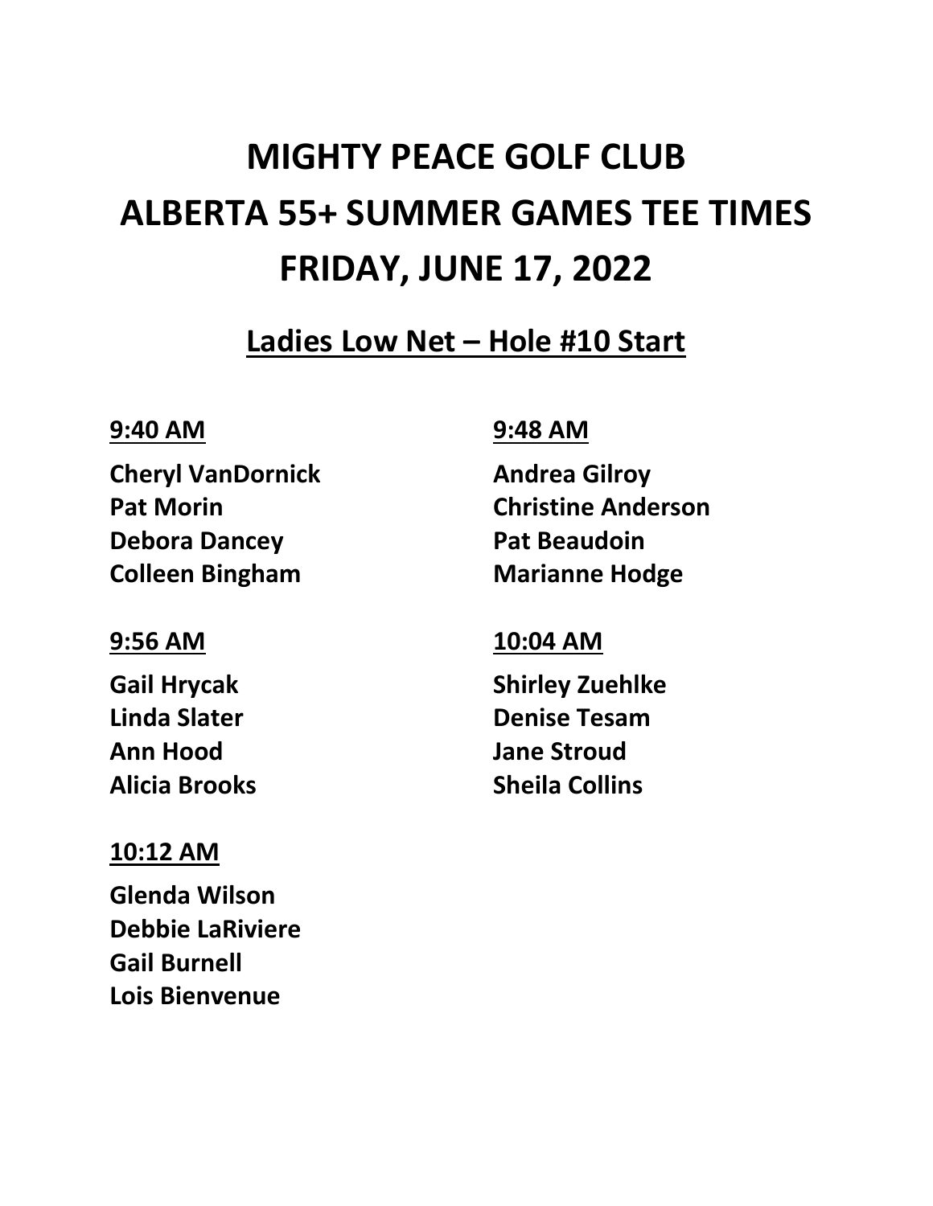# MIGHTY PEACE GOLF CLUB
# ALBERTA 55+ SUMMER GAMES TEE TIMES
# FRIDAY, JUNE 17, 2022

## Ladies Low Net – Hole #10 Start

### 9:40 AM

**Cheryl VanDornick**
**Pat Morin**
**Debora Dancey**
**Colleen Bingham**

### 9:48 AM

**Andrea Gilroy**
**Christine Anderson**
**Pat Beaudoin**
**Marianne Hodge**

### 9:56 AM

**Gail Hrycak**
**Linda Slater**
**Ann Hood**
**Alicia Brooks**

### 10:04 AM

**Shirley Zuehlke**
**Denise Tesam**
**Jane Stroud**
**Sheila Collins**

### 10:12 AM

**Glenda Wilson**
**Debbie LaRiviere**
**Gail Burnell**
**Lois Bienvenue**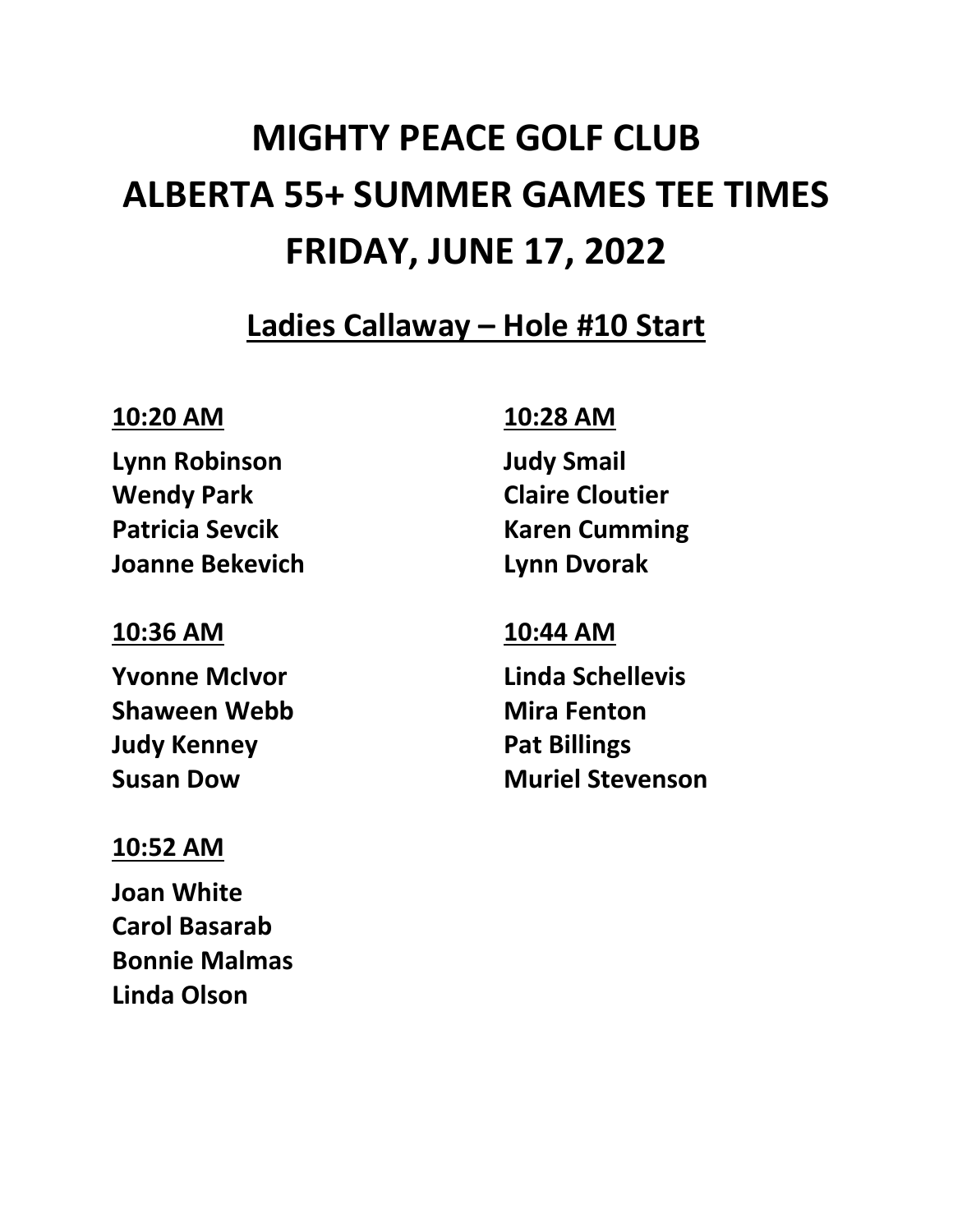# MIGHTY PEACE GOLF CLUB
# ALBERTA 55+ SUMMER GAMES TEE TIMES
# FRIDAY, JUNE 17, 2022

## Ladies Callaway – Hole #10 Start

**10:20 AM**

**Lynn Robinson**
**Wendy Park**
**Patricia Sevcik**
**Joanne Bekevich**

**10:28 AM**

**Judy Smail**
**Claire Cloutier**
**Karen Cumming**
**Lynn Dvorak**

**10:36 AM**

**Yvonne McIvor**
**Shaween Webb**
**Judy Kenney**
**Susan Dow**

**10:44 AM**

**Linda Schellevis**
**Mira Fenton**
**Pat Billings**
**Muriel Stevenson**

**10:52 AM**

**Joan White**
**Carol Basarab**
**Bonnie Malmas**
**Linda Olson**